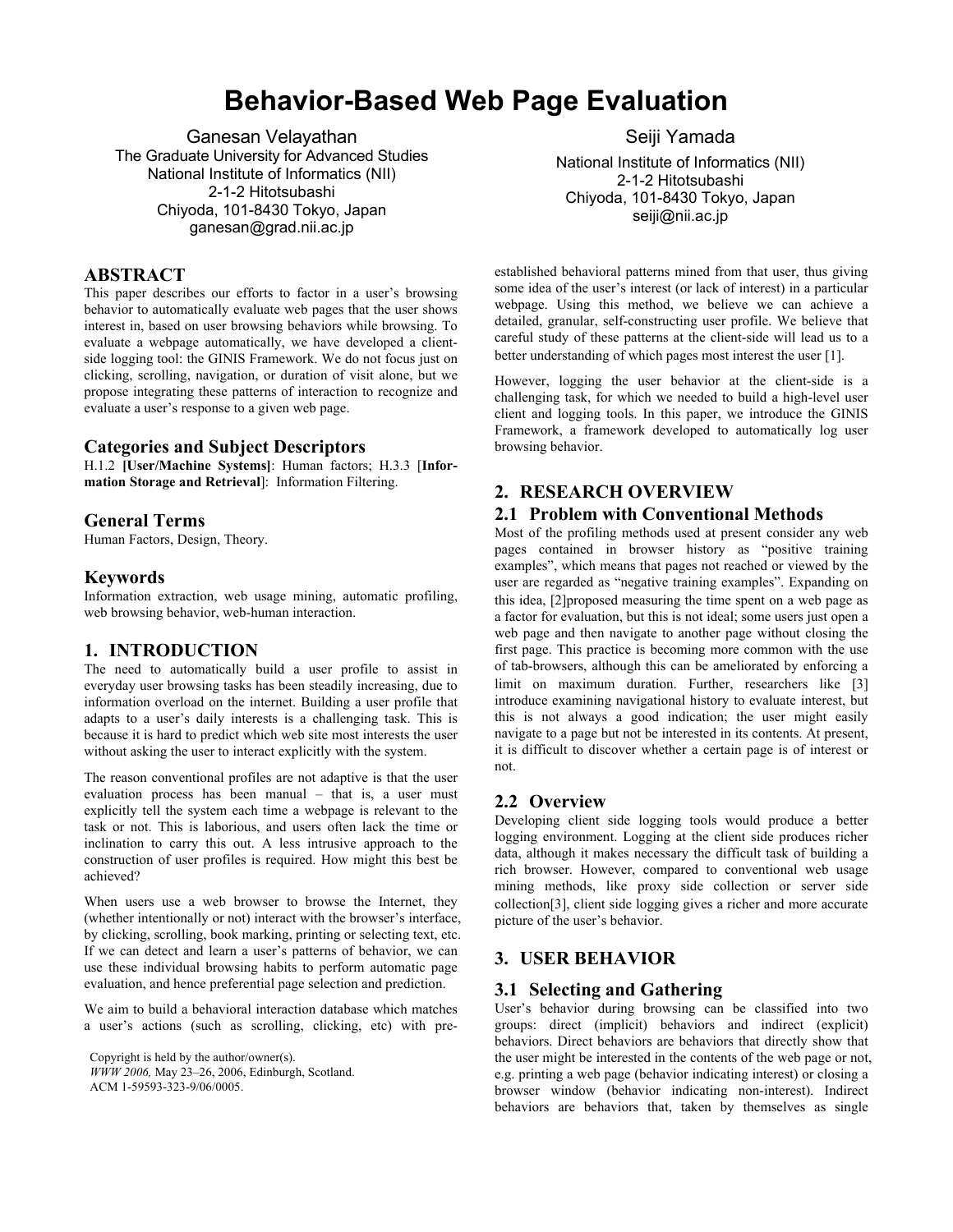# Behavior-Based Web Page Evaluation

Ganesan Velayathan
The Graduate University for Advanced Studies
National Institute of Informatics (NII)
2-1-2 Hitotsubashi
Chiyoda, 101-8430 Tokyo, Japan
ganesan@grad.nii.ac.jp

Seiji Yamada
National Institute of Informatics (NII)
2-1-2 Hitotsubashi
Chiyoda, 101-8430 Tokyo, Japan
seiji@nii.ac.jp

## ABSTRACT

This paper describes our efforts to factor in a user's browsing behavior to automatically evaluate web pages that the user shows interest in, based on user browsing behaviors while browsing. To evaluate a webpage automatically, we have developed a client-side logging tool: the GINIS Framework. We do not focus just on clicking, scrolling, navigation, or duration of visit alone, but we propose integrating these patterns of interaction to recognize and evaluate a user's response to a given web page.

### Categories and Subject Descriptors

H.1.2 **[User/Machine Systems]**: Human factors; H.3.3 [**Information Storage and Retrieval**]: Information Filtering.

### General Terms

Human Factors, Design, Theory.

### Keywords

Information extraction, web usage mining, automatic profiling, web browsing behavior, web-human interaction.

## 1. INTRODUCTION

The need to automatically build a user profile to assist in everyday user browsing tasks has been steadily increasing, due to information overload on the internet. Building a user profile that adapts to a user's daily interests is a challenging task. This is because it is hard to predict which web site most interests the user without asking the user to interact explicitly with the system.

The reason conventional profiles are not adaptive is that the user evaluation process has been manual – that is, a user must explicitly tell the system each time a webpage is relevant to the task or not. This is laborious, and users often lack the time or inclination to carry this out. A less intrusive approach to the construction of user profiles is required. How might this best be achieved?

When users use a web browser to browse the Internet, they (whether intentionally or not) interact with the browser's interface, by clicking, scrolling, book marking, printing or selecting text, etc. If we can detect and learn a user's patterns of behavior, we can use these individual browsing habits to perform automatic page evaluation, and hence preferential page selection and prediction.

We aim to build a behavioral interaction database which matches a user's actions (such as scrolling, clicking, etc) with pre-established behavioral patterns mined from that user, thus giving some idea of the user's interest (or lack of interest) in a particular webpage. Using this method, we believe we can achieve a detailed, granular, self-constructing user profile. We believe that careful study of these patterns at the client-side will lead us to a better understanding of which pages most interest the user [1].

However, logging the user behavior at the client-side is a challenging task, for which we needed to build a high-level user client and logging tools. In this paper, we introduce the GINIS Framework, a framework developed to automatically log user browsing behavior.

Copyright is held by the author/owner(s).
*WWW 2006,* May 23–26, 2006, Edinburgh, Scotland.
ACM 1-59593-323-9/06/0005.

## 2. RESEARCH OVERVIEW

### 2.1 Problem with Conventional Methods

Most of the profiling methods used at present consider any web pages contained in browser history as "positive training examples", which means that pages not reached or viewed by the user are regarded as "negative training examples". Expanding on this idea, [2]proposed measuring the time spent on a web page as a factor for evaluation, but this is not ideal; some users just open a web page and then navigate to another page without closing the first page. This practice is becoming more common with the use of tab-browsers, although this can be ameliorated by enforcing a limit on maximum duration. Further, researchers like [3] introduce examining navigational history to evaluate interest, but this is not always a good indication; the user might easily navigate to a page but not be interested in its contents. At present, it is difficult to discover whether a certain page is of interest or not.

### 2.2 Overview

Developing client side logging tools would produce a better logging environment. Logging at the client side produces richer data, although it makes necessary the difficult task of building a rich browser. However, compared to conventional web usage mining methods, like proxy side collection or server side collection[3], client side logging gives a richer and more accurate picture of the user's behavior.

## 3. USER BEHAVIOR

### 3.1 Selecting and Gathering

User's behavior during browsing can be classified into two groups: direct (implicit) behaviors and indirect (explicit) behaviors. Direct behaviors are behaviors that directly show that the user might be interested in the contents of the web page or not, e.g. printing a web page (behavior indicating interest) or closing a browser window (behavior indicating non-interest). Indirect behaviors are behaviors that, taken by themselves as single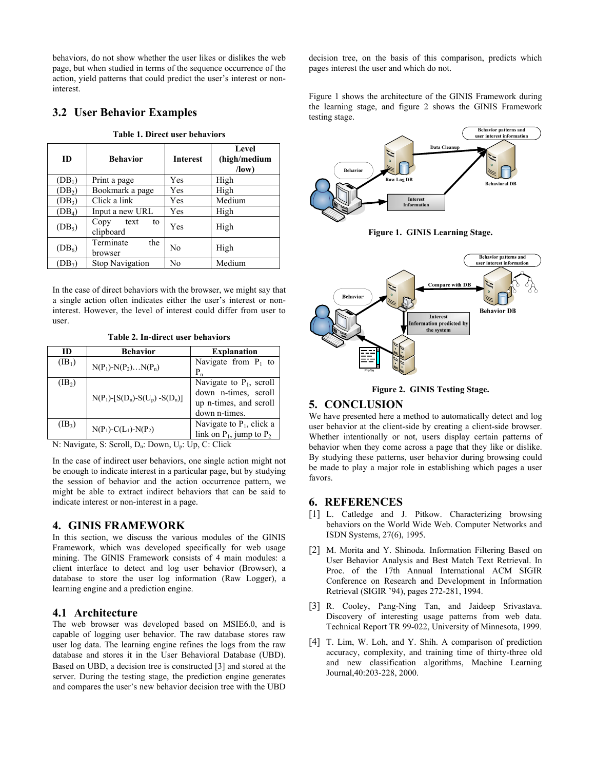behaviors, do not show whether the user likes or dislikes the web page, but when studied in terms of the sequence occurrence of the action, yield patterns that could predict the user's interest or non-interest.

## 3.2 User Behavior Examples

**Table 1. Direct user behaviors**

| ID | Behavior | Interest | Level (high/medium /low) |
|---|---|---|---|
| ($DB_1$) | Print a page | Yes | High |
| ($DB_2$) | Bookmark a page | Yes | High |
| ($DB_3$) | Click a link | Yes | Medium |
| ($DB_4$) | Input a new URL | Yes | High |
| ($DB_5$) | Copy text to clipboard | Yes | High |
| ($DB_6$) | Terminate the browser | No | High |
| ($DB_7$) | Stop Navigation | No | Medium |

In the case of direct behaviors with the browser, we might say that a single action often indicates either the user's interest or non-interest. However, the level of interest could differ from user to user.

**Table 2. In-direct user behaviors**

| ID | Behavior | Explanation |
|---|---|---|
| ($IB_1$) | $N(P_1)$-$N(P_2)$…$N(P_n)$ | Navigate from $P_1$ to $P_n$ |
| ($IB_2$) | $N(P_1)$-[$S(D_n)$-$S(U_p)$ -$S(D_n)$] | Navigate to $P_1$, scroll down n-times, scroll up n-times, and scroll down n-times. |
| ($IB_3$) | $N(P_1)$-$C(L_1)$-$N(P_2)$ | Navigate to $P_1$, click a link on $P_1$, jump to $P_2$ |

N: Navigate, S: Scroll, $D_n$: Down, $U_p$: Up, C: Click

In the case of indirect user behaviors, one single action might not be enough to indicate interest in a particular page, but by studying the session of behavior and the action occurrence pattern, we might be able to extract indirect behaviors that can be said to indicate interest or non-interest in a page.

# 4. GINIS FRAMEWORK

In this section, we discuss the various modules of the GINIS Framework, which was developed specifically for web usage mining. The GINIS Framework consists of 4 main modules: a client interface to detect and log user behavior (Browser), a database to store the user log information (Raw Logger), a learning engine and a prediction engine.

## 4.1 Architecture

The web browser was developed based on MSIE6.0, and is capable of logging user behavior. The raw database stores raw user log data. The learning engine refines the logs from the raw database and stores it in the User Behavioral Database (UBD). Based on UBD, a decision tree is constructed [3] and stored at the server. During the testing stage, the prediction engine generates and compares the user's new behavior decision tree with the UBD decision tree, on the basis of this comparison, predicts which pages interest the user and which do not.

Figure 1 shows the architecture of the GINIS Framework during the learning stage, and figure 2 shows the GINIS Framework testing stage.

Behavior patterns and user interest information

Data Cleanup

Behavior

Raw Log DB

Behavioral DB

Interest Information

**Figure 1. GINIS Learning Stage.**

Behavior patterns and user interest information

Compare with DB

Behavior

Behavior DB

Interest Information predicted by the system

Profile

**Figure 2. GINIS Testing Stage.**

# 5. CONCLUSION

We have presented here a method to automatically detect and log user behavior at the client-side by creating a client-side browser. Whether intentionally or not, users display certain patterns of behavior when they come across a page that they like or dislike. By studying these patterns, user behavior during browsing could be made to play a major role in establishing which pages a user favors.

# 6. REFERENCES

[1] L. Catledge and J. Pitkow. Characterizing browsing behaviors on the World Wide Web. Computer Networks and ISDN Systems, 27(6), 1995.

[2] M. Morita and Y. Shinoda. Information Filtering Based on User Behavior Analysis and Best Match Text Retrieval. In Proc. of the 17th Annual International ACM SIGIR Conference on Research and Development in Information Retrieval (SIGIR '94), pages 272-281, 1994.

[3] R. Cooley, Pang-Ning Tan, and Jaideep Srivastava. Discovery of interesting usage patterns from web data. Technical Report TR 99-022, University of Minnesota, 1999.

[4] T. Lim, W. Loh, and Y. Shih. A comparison of prediction accuracy, complexity, and training time of thirty-three old and new classification algorithms, Machine Learning Journal,40:203-228, 2000.